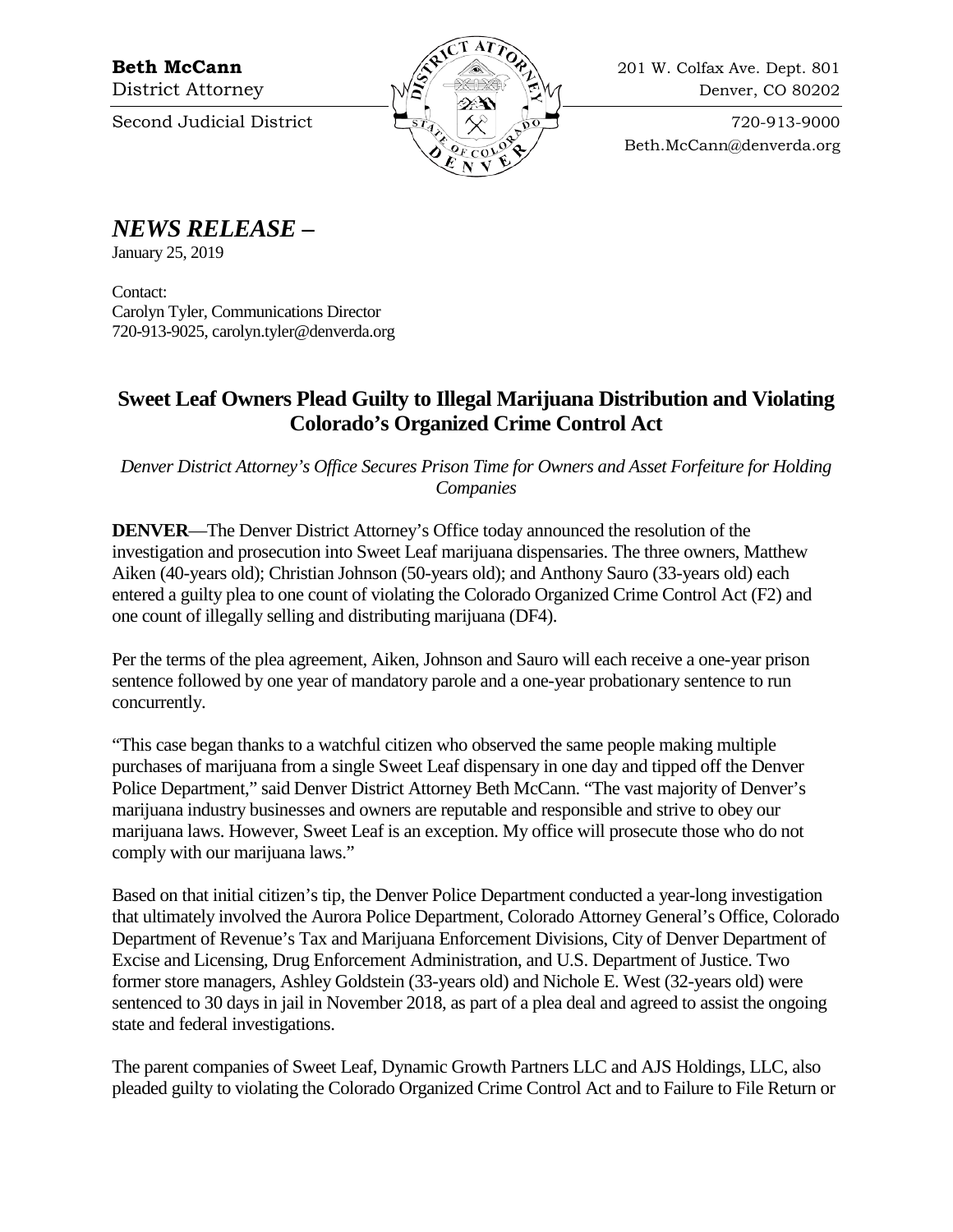**Beth McCann**
District Attorney
Second Judicial District

201 W. Colfax Ave. Dept. 801
Denver, CO 80202
720-913-9000
Beth.McCann@denverda.org

# *NEWS RELEASE –*

January 25, 2019

Contact:
Carolyn Tyler, Communications Director
720-913-9025, carolyn.tyler@denverda.org

## Sweet Leaf Owners Plead Guilty to Illegal Marijuana Distribution and Violating Colorado's Organized Crime Control Act

*Denver District Attorney's Office Secures Prison Time for Owners and Asset Forfeiture for Holding Companies*

**DENVER**—The Denver District Attorney's Office today announced the resolution of the investigation and prosecution into Sweet Leaf marijuana dispensaries. The three owners, Matthew Aiken (40-years old); Christian Johnson (50-years old); and Anthony Sauro (33-years old) each entered a guilty plea to one count of violating the Colorado Organized Crime Control Act (F2) and one count of illegally selling and distributing marijuana (DF4).

Per the terms of the plea agreement, Aiken, Johnson and Sauro will each receive a one-year prison sentence followed by one year of mandatory parole and a one-year probationary sentence to run concurrently.

"This case began thanks to a watchful citizen who observed the same people making multiple purchases of marijuana from a single Sweet Leaf dispensary in one day and tipped off the Denver Police Department," said Denver District Attorney Beth McCann. "The vast majority of Denver's marijuana industry businesses and owners are reputable and responsible and strive to obey our marijuana laws. However, Sweet Leaf is an exception. My office will prosecute those who do not comply with our marijuana laws."

Based on that initial citizen's tip, the Denver Police Department conducted a year-long investigation that ultimately involved the Aurora Police Department, Colorado Attorney General's Office, Colorado Department of Revenue's Tax and Marijuana Enforcement Divisions, City of Denver Department of Excise and Licensing, Drug Enforcement Administration, and U.S. Department of Justice. Two former store managers, Ashley Goldstein (33-years old) and Nichole E. West (32-years old) were sentenced to 30 days in jail in November 2018, as part of a plea deal and agreed to assist the ongoing state and federal investigations.

The parent companies of Sweet Leaf, Dynamic Growth Partners LLC and AJS Holdings, LLC, also pleaded guilty to violating the Colorado Organized Crime Control Act and to Failure to File Return or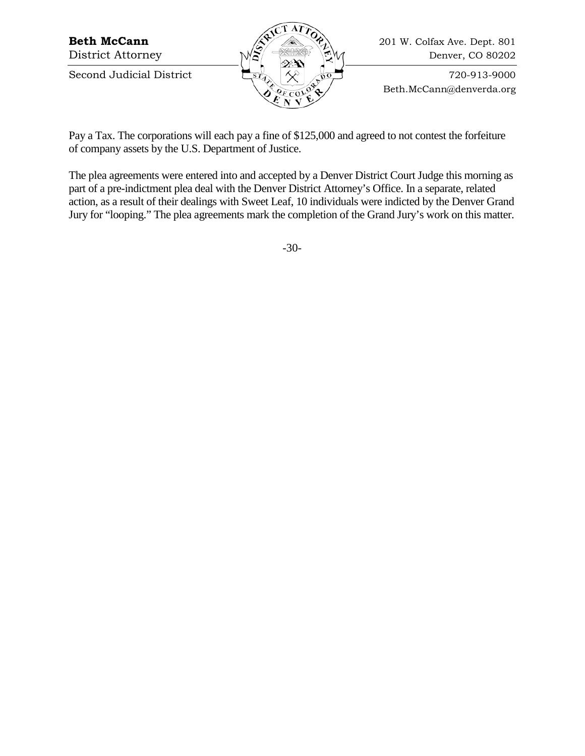Pay a Tax. The corporations will each pay a fine of $125,000 and agreed to not contest the forfeiture of company assets by the U.S. Department of Justice.

The plea agreements were entered into and accepted by a Denver District Court Judge this morning as part of a pre-indictment plea deal with the Denver District Attorney's Office. In a separate, related action, as a result of their dealings with Sweet Leaf, 10 individuals were indicted by the Denver Grand Jury for "looping." The plea agreements mark the completion of the Grand Jury's work on this matter.

-30-